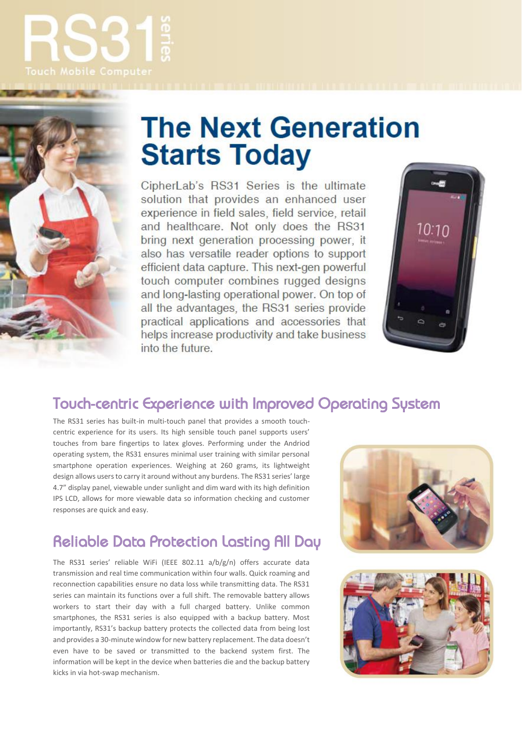# RS31 series

Touch Mobile Computer

## The Next Generation Starts Today

CipherLab's RS31 Series is the ultimate solution that provides an enhanced user experience in field sales, field service, retail and healthcare. Not only does the RS31 bring next generation processing power, it also has versatile reader options to support efficient data capture. This next-gen powerful touch computer combines rugged designs and long-lasting operational power. On top of all the advantages, the RS31 series provide practical applications and accessories that helps increase productivity and take business into the future.

## Touch-centric Experience with Improved Operating System

The RS31 series has built-in multi-touch panel that provides a smooth touch-centric experience for its users. Its high sensible touch panel supports users' touches from bare fingertips to latex gloves. Performing under the Andriod operating system, the RS31 ensures minimal user training with similar personal smartphone operation experiences. Weighing at 260 grams, its lightweight design allows users to carry it around without any burdens. The RS31 series' large 4.7" display panel, viewable under sunlight and dim ward with its high definition IPS LCD, allows for more viewable data so information checking and customer responses are quick and easy.

## Reliable Data Protection Lasting All Day

The RS31 series' reliable WiFi (IEEE 802.11 a/b/g/n) offers accurate data transmission and real time communication within four walls. Quick roaming and reconnection capabilities ensure no data loss while transmitting data. The RS31 series can maintain its functions over a full shift. The removable battery allows workers to start their day with a full charged battery. Unlike common smartphones, the RS31 series is also equipped with a backup battery. Most importantly, RS31's backup battery protects the collected data from being lost and provides a 30-minute window for new battery replacement. The data doesn't even have to be saved or transmitted to the backend system first. The information will be kept in the device when batteries die and the backup battery kicks in via hot-swap mechanism.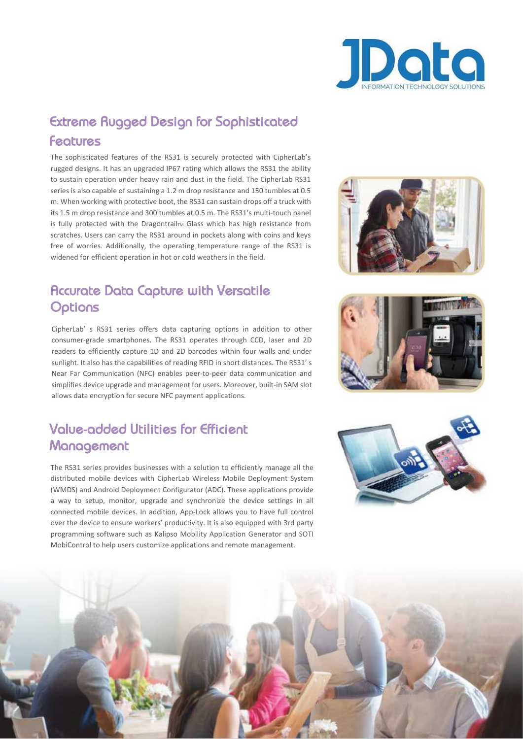## Extreme Rugged Design for Sophisticated Features

The sophisticated features of the RS31 is securely protected with CipherLab's rugged designs. It has an upgraded IP67 rating which allows the RS31 the ability to sustain operation under heavy rain and dust in the field. The CipherLab RS31 series is also capable of sustaining a 1.2 m drop resistance and 150 tumbles at 0.5 m. When working with protective boot, the RS31 can sustain drops off a truck with its 1.5 m drop resistance and 300 tumbles at 0.5 m. The RS31's multi-touch panel is fully protected with the Dragontrail™ Glass which has high resistance from scratches. Users can carry the RS31 around in pockets along with coins and keys free of worries. Additionally, the operating temperature range of the RS31 is widened for efficient operation in hot or cold weathers in the field.

## Accurate Data Capture with Versatile Options

CipherLab' s RS31 series offers data capturing options in addition to other consumer-grade smartphones. The RS31 operates through CCD, laser and 2D readers to efficiently capture 1D and 2D barcodes within four walls and under sunlight. It also has the capabilities of reading RFID in short distances. The RS31' s Near Far Communication (NFC) enables peer-to-peer data communication and simplifies device upgrade and management for users. Moreover, built-in SAM slot allows data encryption for secure NFC payment applications.

## Value-added Utilities for Efficient Management

The RS31 series provides businesses with a solution to efficiently manage all the distributed mobile devices with CipherLab Wireless Mobile Deployment System (WMDS) and Android Deployment Configurator (ADC). These applications provide a way to setup, monitor, upgrade and synchronize the device settings in all connected mobile devices. In addition, App-Lock allows you to have full control over the device to ensure workers' productivity. It is also equipped with 3rd party programming software such as Kalipso Mobility Application Generator and SOTI MobiControl to help users customize applications and remote management.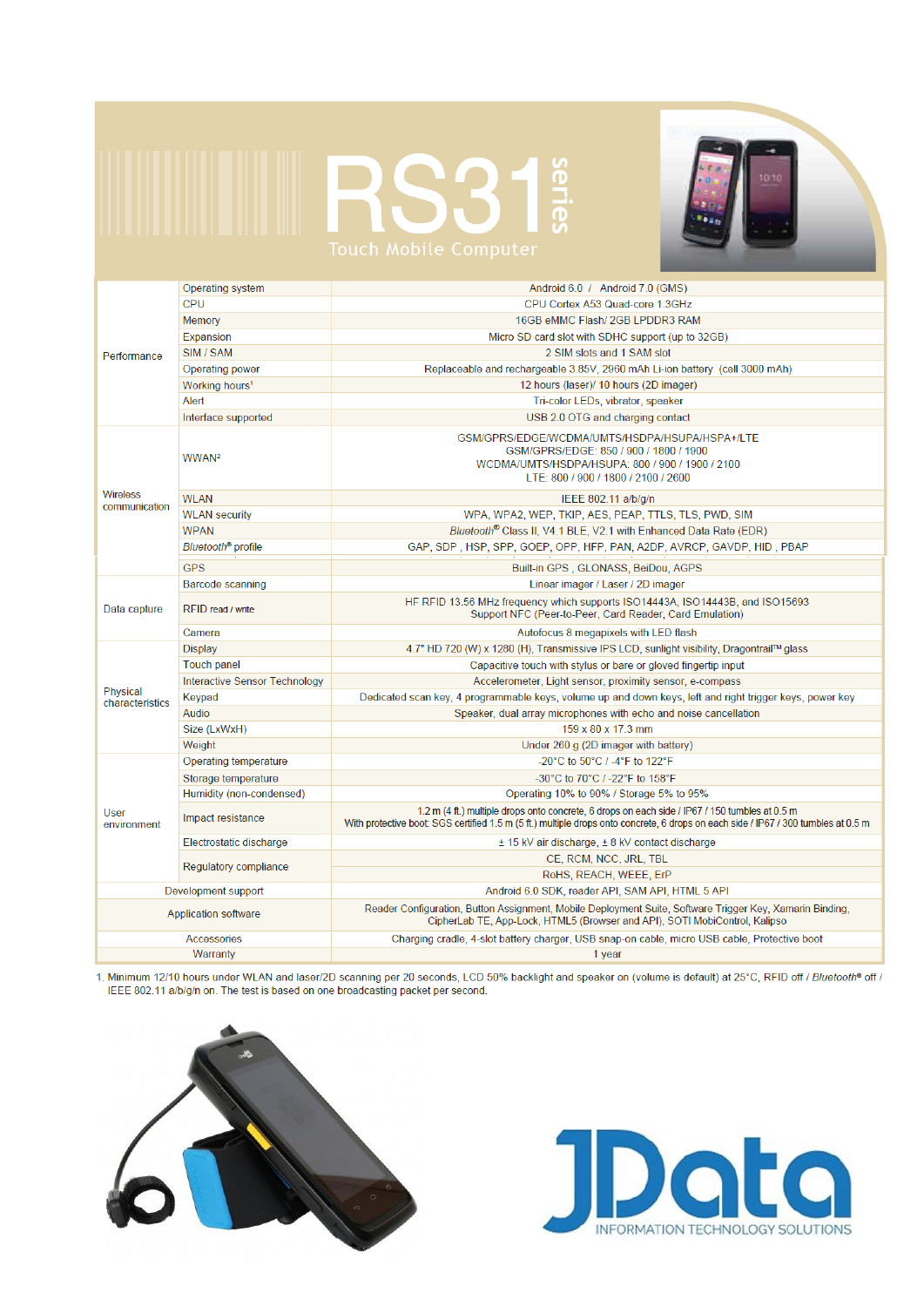# RS31 series

Touch Mobile Computer

| | | |
|---|---|---|
| Performance | Operating system | Android 6.0 / Android 7.0 (GMS) |
| | CPU | CPU Cortex A53 Quad-core 1.3GHz |
| | Memory | 16GB eMMC Flash/ 2GB LPDDR3 RAM |
| | Expansion | Micro SD card slot with SDHC support (up to 32GB) |
| | SIM / SAM | 2 SIM slots and 1 SAM slot |
| | Operating power | Replaceable and rechargeable 3.85V, 2960 mAh Li-ion battery (cell 3000 mAh) |
| | Working hours[1] | 12 hours (laser)/ 10 hours (2D imager) |
| | Alert | Tri-color LEDs, vibrator, speaker |
| | Interface supported | USB 2.0 OTG and charging contact |
| Wireless communication | WWAN[2] | GSM/GPRS/EDGE/WCDMA/UMTS/HSDPA/HSUPA/HSPA+/LTE<br>GSM/GPRS/EDGE: 850 / 900 / 1800 / 1900<br>WCDMA/UMTS/HSDPA/HSUPA: 800 / 900 / 1900 / 2100<br>LTE: 800 / 900 / 1800 / 2100 / 2600 |
| | WLAN | IEEE 802.11 a/b/g/n |
| | WLAN security | WPA, WPA2, WEP, TKIP, AES, PEAP, TTLS, TLS, PWD, SIM |
| | WPAN | *Bluetooth*® Class II, V4.1 BLE, V2.1 with Enhanced Data Rate (EDR) |
| | *Bluetooth*® profile | GAP, SDP , HSP, SPP, GOEP, OPP, HFP, PAN, A2DP, AVRCP, GAVDP, HID , PBAP |
| | GPS | Built-in GPS , GLONASS, BeiDou, AGPS |
| Data capture | Barcode scanning | Linear imager / Laser / 2D imager |
| | RFID read / write | HF RFID 13.56 MHz frequency which supports ISO14443A, ISO14443B, and ISO15693<br>Support NFC (Peer-to-Peer, Card Reader, Card Emulation) |
| | Camera | Autofocus 8 megapixels with LED flash |
| Physical characteristics | Display | 4.7" HD 720 (W) x 1280 (H), Transmissive IPS LCD, sunlight visibility, Dragontrail™ glass |
| | Touch panel | Capacitive touch with stylus or bare or gloved fingertip input |
| | Interactive Sensor Technology | Accelerometer, Light sensor, proximity sensor, e-compass |
| | Keypad | Dedicated scan key, 4 programmable keys, volume up and down keys, left and right trigger keys, power key |
| | Audio | Speaker, dual array microphones with echo and noise cancellation |
| | Size (LxWxH) | 159 x 80 x 17.3 mm |
| | Weight | Under 260 g (2D imager with battery) |
| User environment | Operating temperature | -20°C to 50°C / -4°F to 122°F |
| | Storage temperature | -30°C to 70°C / -22°F to 158°F |
| | Humidity (non-condensed) | Operating 10% to 90% / Storage 5% to 95% |
| | Impact resistance | 1.2 m (4 ft.) multiple drops onto concrete, 6 drops on each side / IP67 / 150 tumbles at 0.5 m<br>With protective boot: SGS certified 1.5 m (5 ft.) multiple drops onto concrete, 6 drops on each side / IP67 / 300 tumbles at 0.5 m |
| | Electrostatic discharge | ± 15 kV air discharge, ± 8 kV contact discharge |
| | Regulatory compliance | CE, RCM, NCC, JRL, TBL<br>RoHS, REACH, WEEE, ErP |
| Development support | | Android 6.0 SDK, reader API, SAM API, HTML 5 API |
| Application software | | Reader Configuration, Button Assignment, Mobile Deployment Suite, Software Trigger Key, Xamarin Binding, CipherLab TE, App-Lock, HTML5 (Browser and API), SOTI MobiControl, Kalipso |
| Accessories | | Charging cradle, 4-slot battery charger, USB snap-on cable, micro USB cable, Protective boot |
| Warranty | | 1 year |

1. Minimum 12/10 hours under WLAN and laser/2D scanning per 20 seconds, LCD 50% backlight and speaker on (volume is default) at 25°C, RFID off / *Bluetooth*® off / IEEE 802.11 a/b/g/n on. The test is based on one broadcasting packet per second.

JData
INFORMATION TECHNOLOGY SOLUTIONS